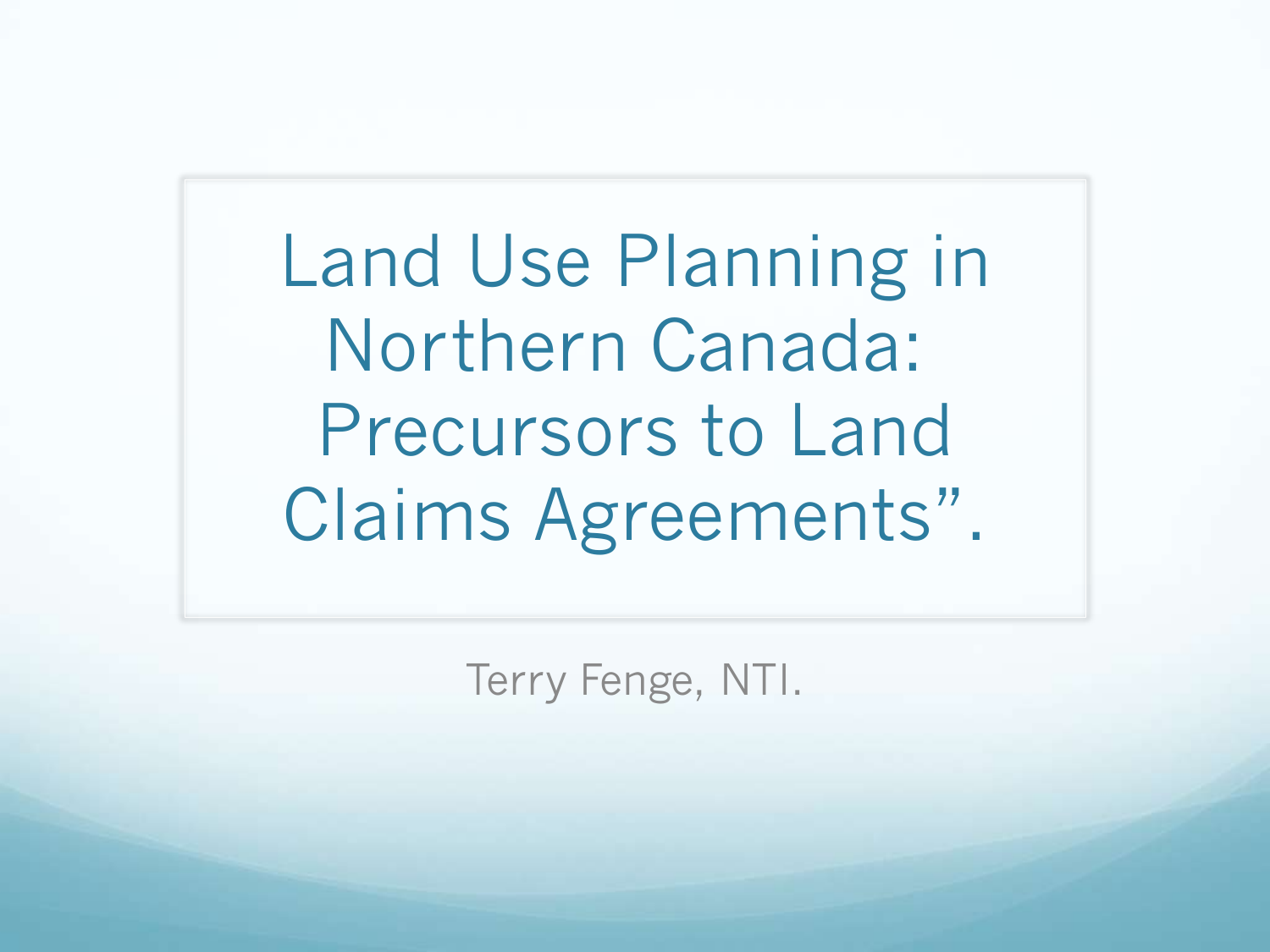# Land Use Planning in Northern Canada: Precursors to Land Claims Agreements”.

Terry Fenge, NTI.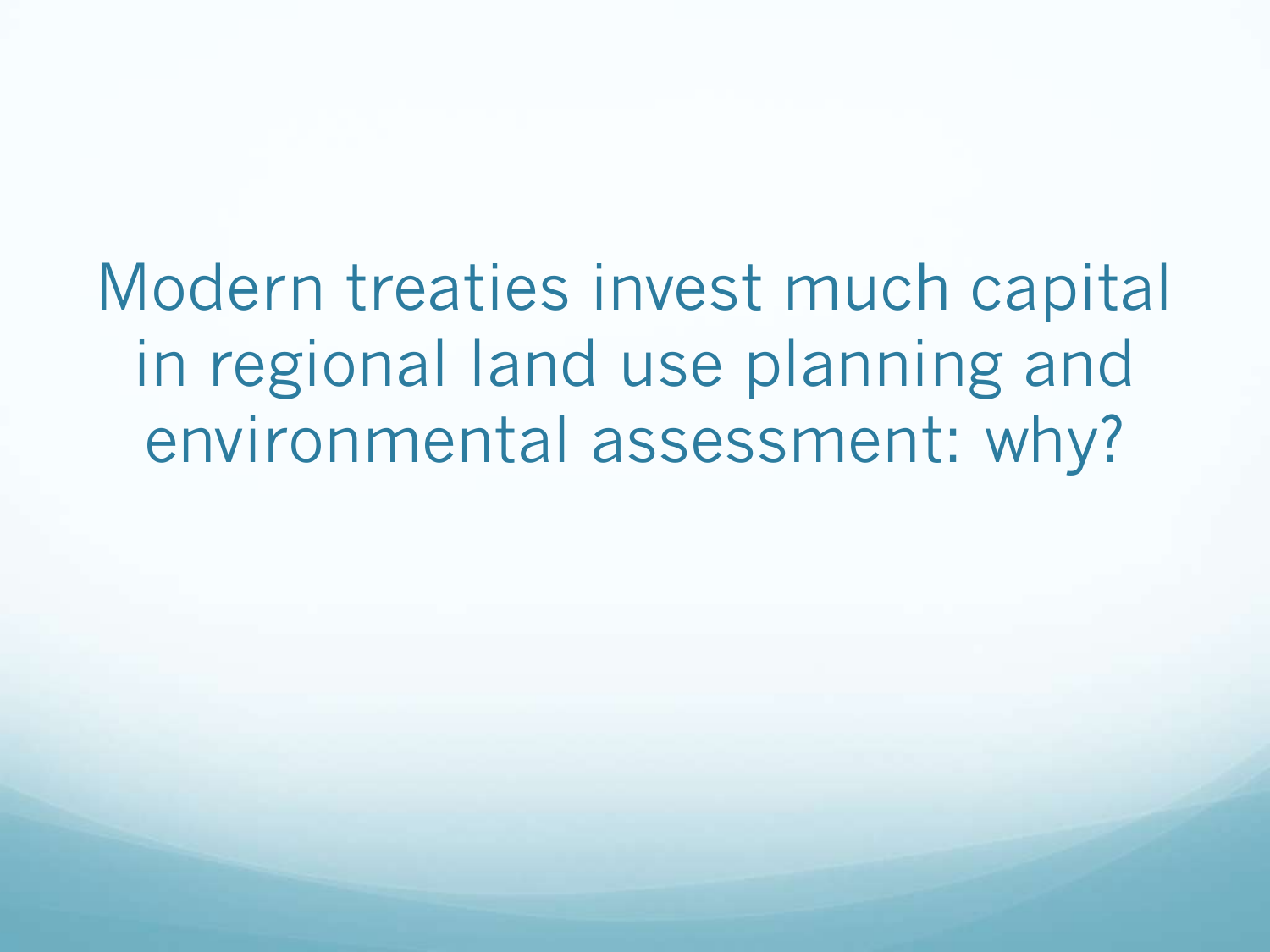# Modern treaties invest much capital in regional land use planning and environmental assessment: why?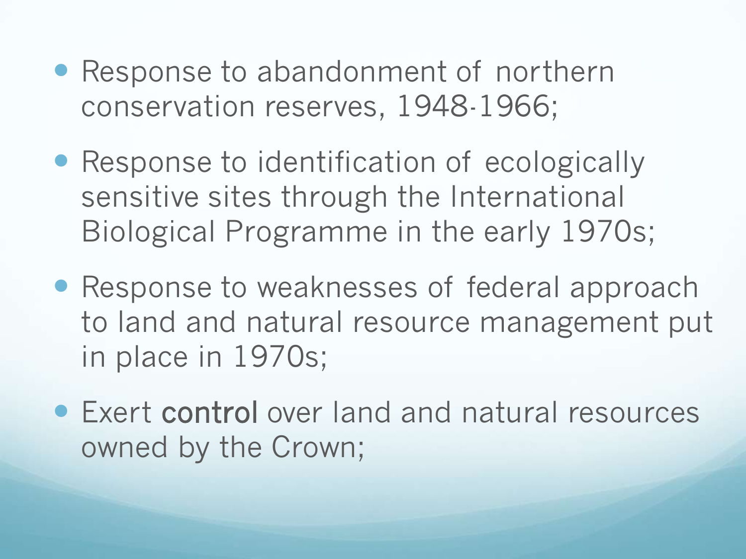- Response to abandonment of northern conservation reserves, 1948-1966;
- Response to identification of ecologically sensitive sites through the International Biological Programme in the early 1970s;
- Response to weaknesses of federal approach to land and natural resource management put in place in 1970s;
- Exert **control** over land and natural resources owned by the Crown;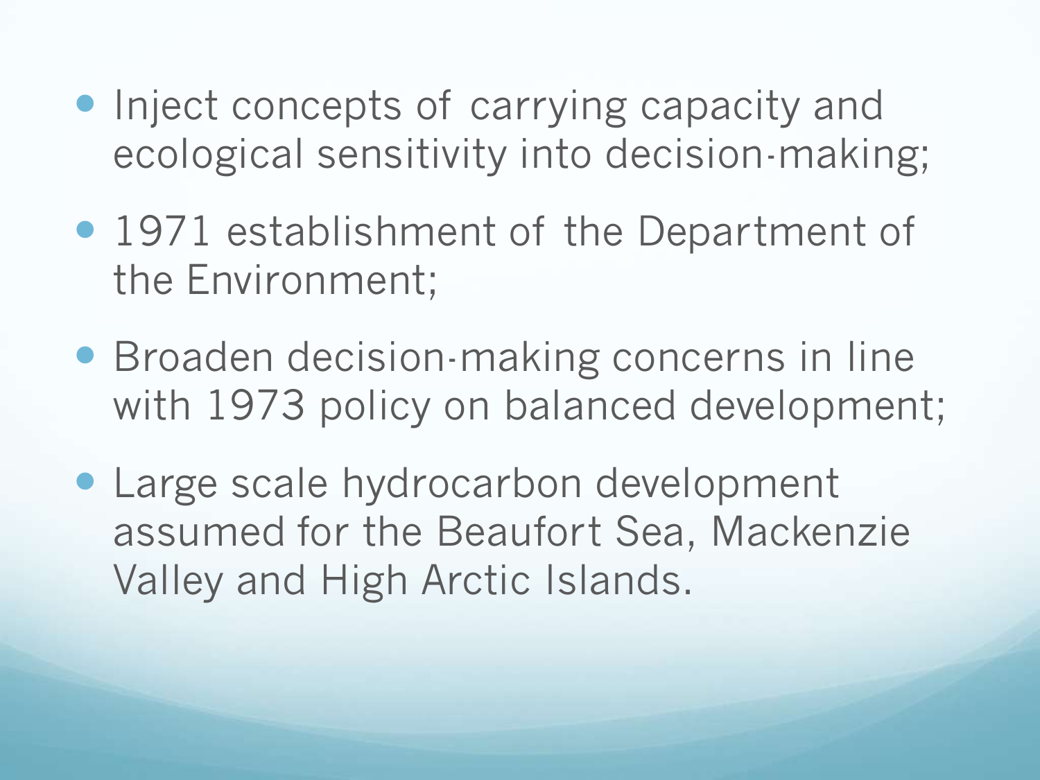- Inject concepts of carrying capacity and ecological sensitivity into decision-making;
- 1971 establishment of the Department of the Environment;
- Broaden decision-making concerns in line with 1973 policy on balanced development;
- Large scale hydrocarbon development assumed for the Beaufort Sea, Mackenzie Valley and High Arctic Islands.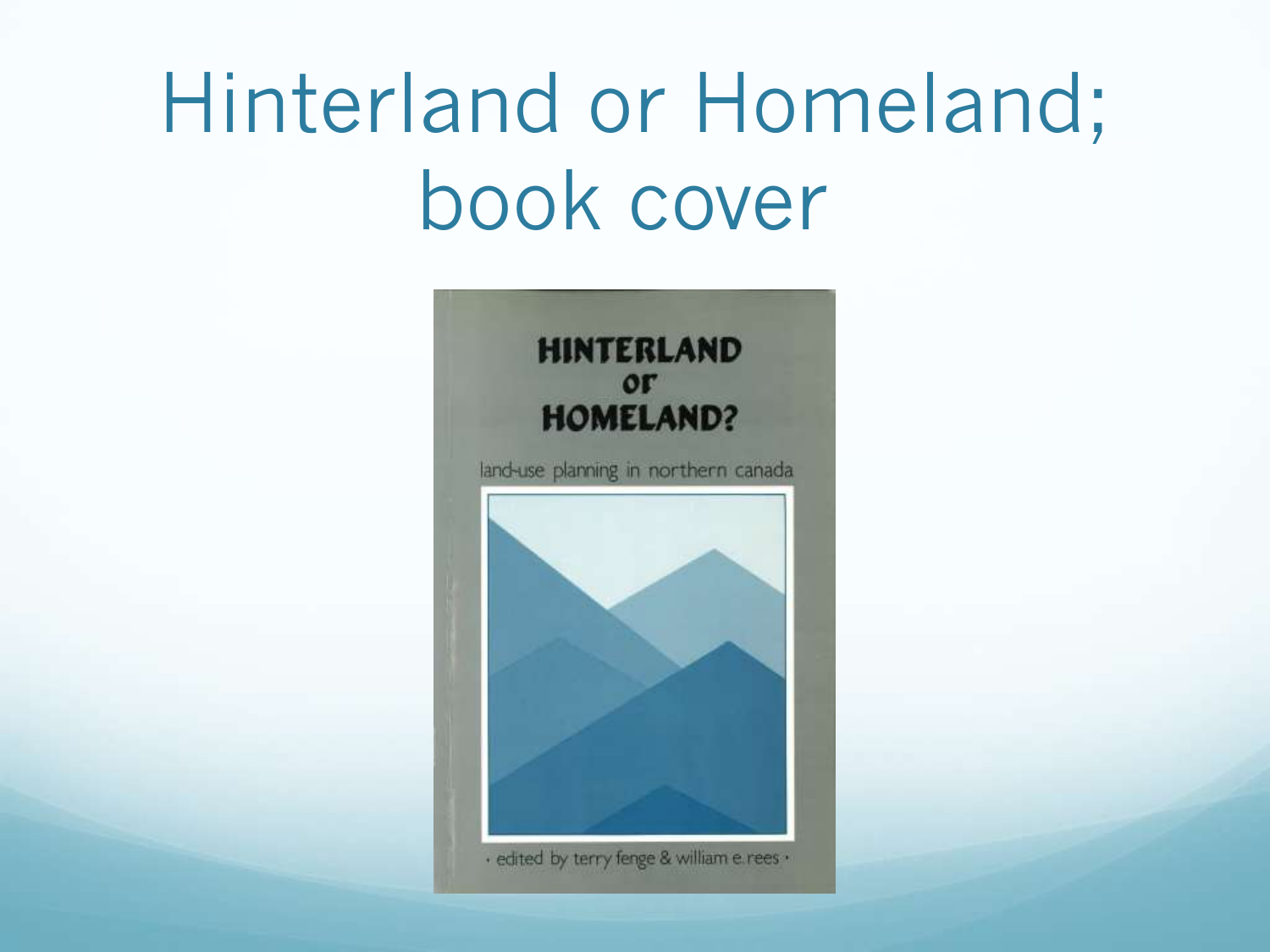# Hinterland or Homeland; book cover

**HINTERLAND or HOMELAND?**

land-use planning in northern canada

· edited by terry fenge & william e. rees ·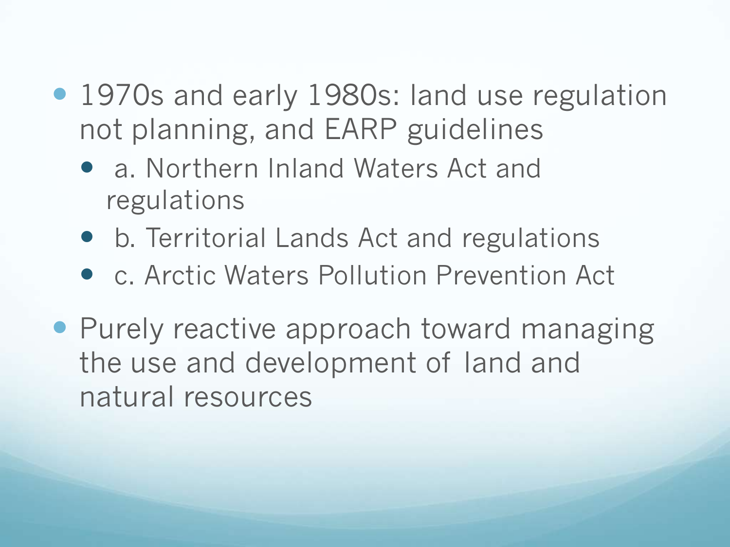- 1970s and early 1980s: land use regulation not planning, and EARP guidelines
  - a. Northern Inland Waters Act and regulations
  - b. Territorial Lands Act and regulations
  - c. Arctic Waters Pollution Prevention Act
- Purely reactive approach toward managing the use and development of land and natural resources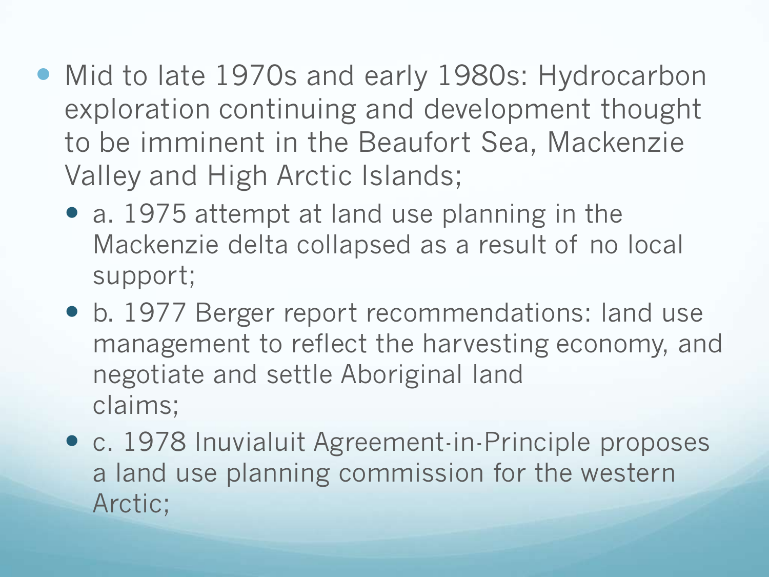- Mid to late 1970s and early 1980s: Hydrocarbon exploration continuing and development thought to be imminent in the Beaufort Sea, Mackenzie Valley and High Arctic Islands;
  - a. 1975 attempt at land use planning in the Mackenzie delta collapsed as a result of no local support;
  - b. 1977 Berger report recommendations: land use management to reflect the harvesting economy, and negotiate and settle Aboriginal land claims;
  - c. 1978 Inuvialuit Agreement-in-Principle proposes a land use planning commission for the western Arctic;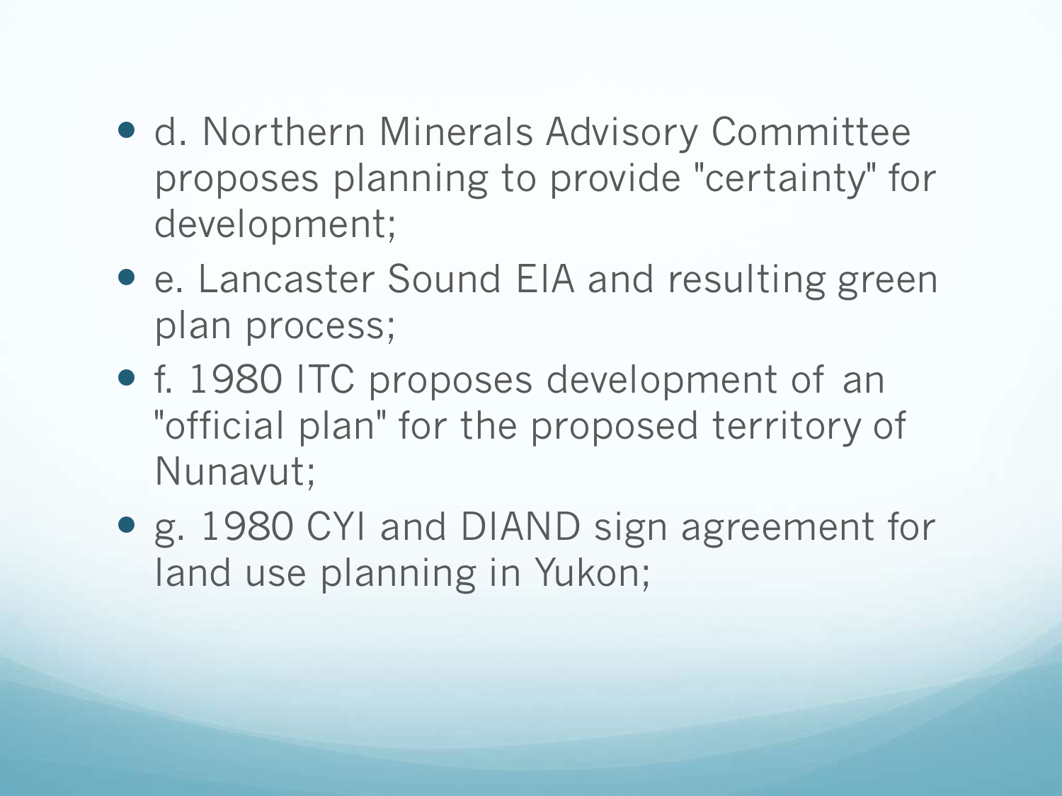- d. Northern Minerals Advisory Committee proposes planning to provide "certainty" for development;
- e. Lancaster Sound EIA and resulting green plan process;
- f. 1980 ITC proposes development of an "official plan" for the proposed territory of Nunavut;
- g. 1980 CYI and DIAND sign agreement for land use planning in Yukon;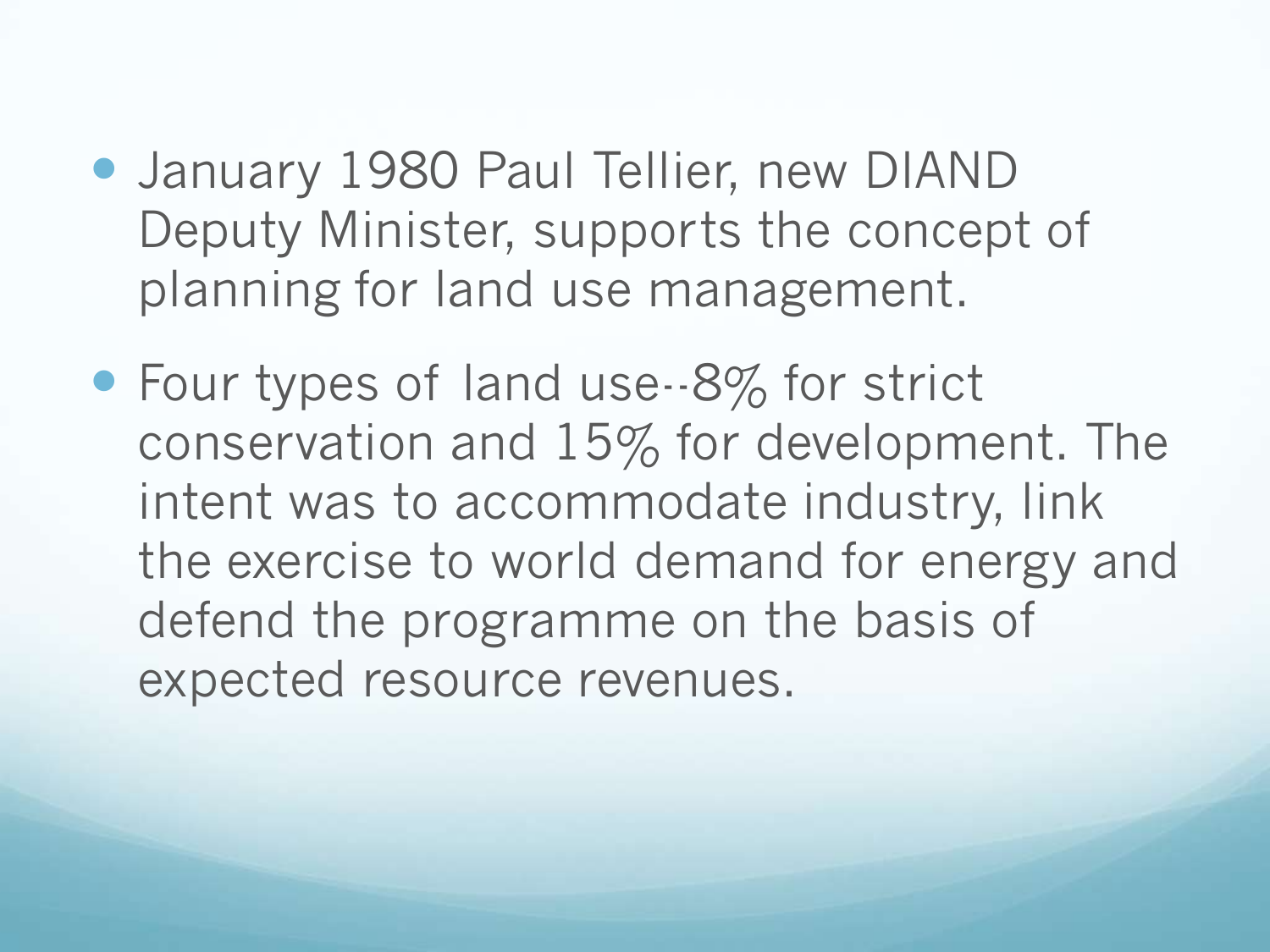- January 1980 Paul Tellier, new DIAND Deputy Minister, supports the concept of planning for land use management.
- Four types of land use--8% for strict conservation and 15% for development. The intent was to accommodate industry, link the exercise to world demand for energy and defend the programme on the basis of expected resource revenues.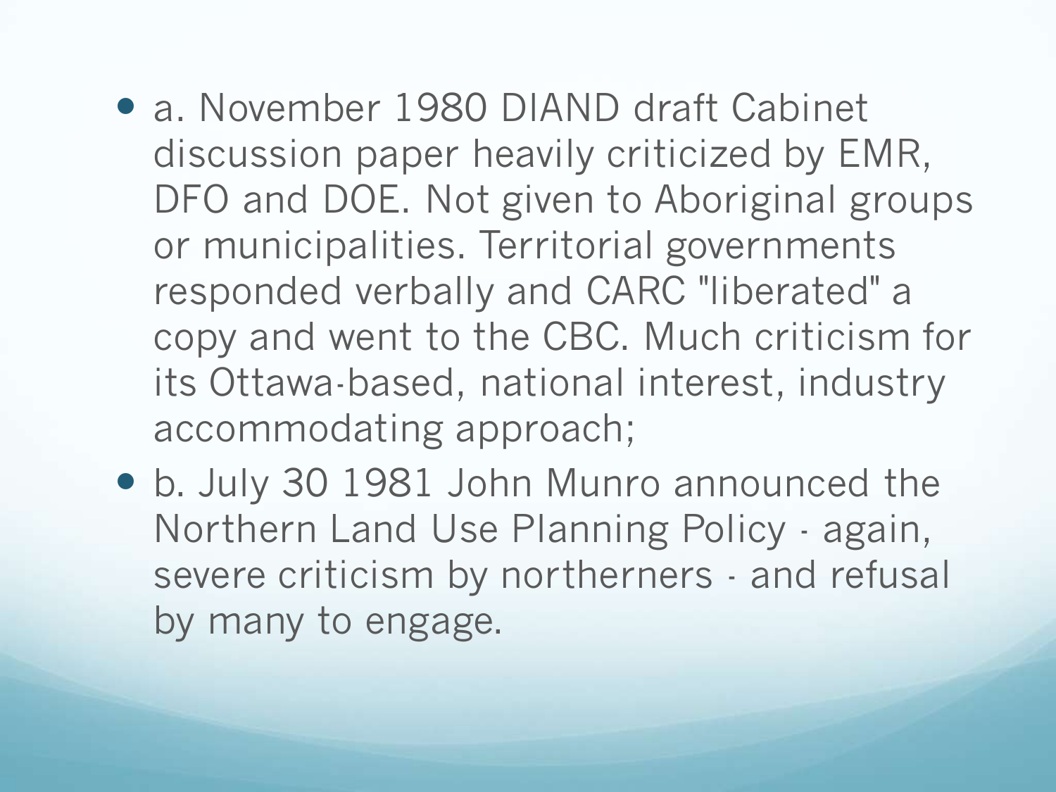- a. November 1980 DIAND draft Cabinet discussion paper heavily criticized by EMR, DFO and DOE. Not given to Aboriginal groups or municipalities. Territorial governments responded verbally and CARC "liberated" a copy and went to the CBC. Much criticism for its Ottawa-based, national interest, industry accommodating approach;
- b. July 30 1981 John Munro announced the Northern Land Use Planning Policy - again, severe criticism by northerners - and refusal by many to engage.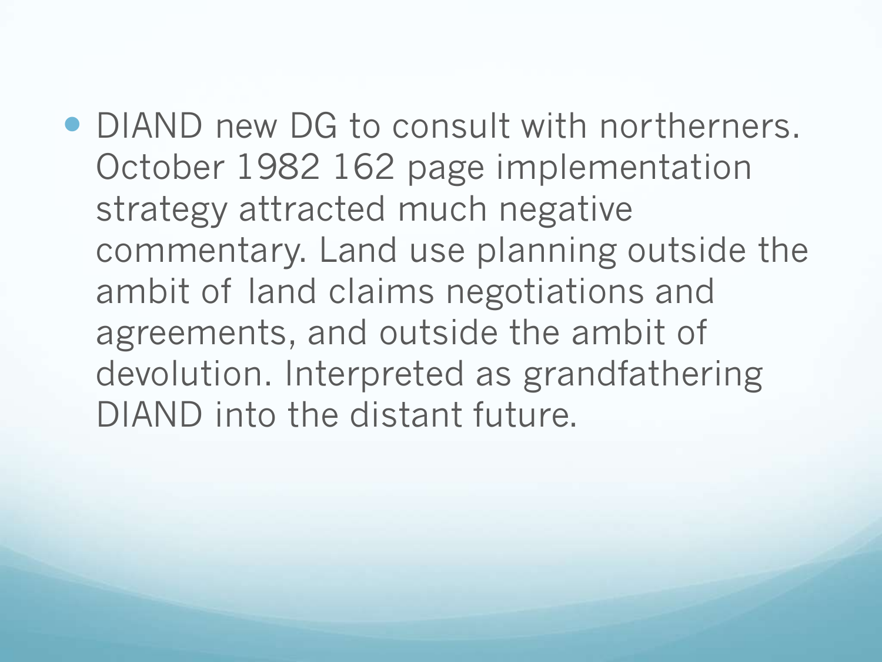- DIAND new DG to consult with northerners. October 1982 162 page implementation strategy attracted much negative commentary. Land use planning outside the ambit of land claims negotiations and agreements, and outside the ambit of devolution. Interpreted as grandfathering DIAND into the distant future.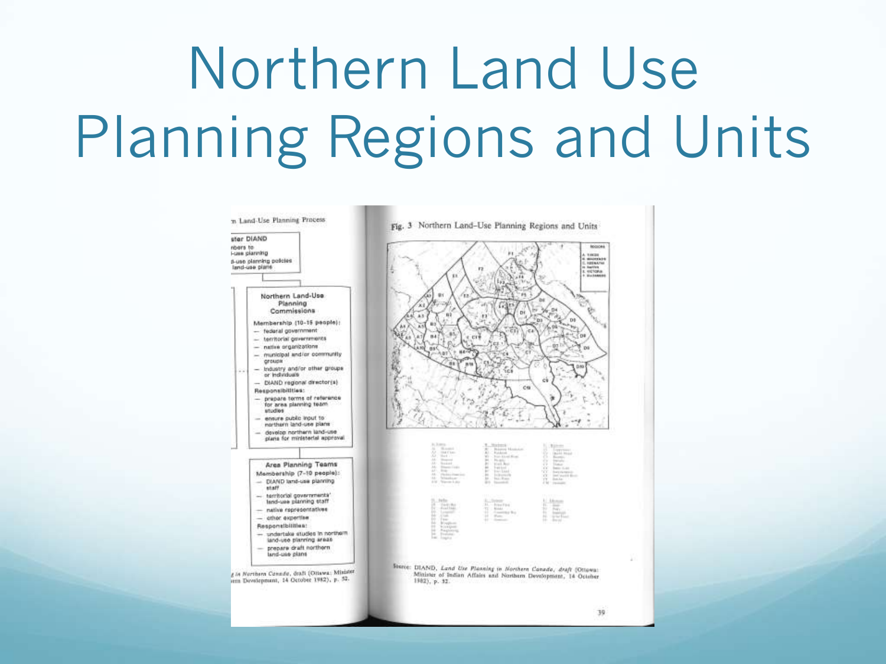# Northern Land Use Planning Regions and Units

n Land-Use Planning Process

ster DIAND
nbers to
-use planning
d-use planning policies
land-use plans

**Northern Land-Use Planning Commissions**

Membership (10-15 people):
- federal government
- territorial governments
- native organizations
- municipal and/or community groups
- industry and/or other groups or individuals
- DIAND regional director(s)

Responsibilities:
- prepare terms of reference for area planning team studies
- ensure public input to northern land-use plans
- develop northern land-use plans for ministerial approval

**Area Planning Teams**

Membership (7-10 people):
- DIAND land-use planning staff
- territorial governments' land-use planning staff
- native representatives
- other expertise

Responsibilities:
- undertake studies in northern land-use planning areas
- prepare draft northern land-use plans

g in Northern Canada, draft (Ottawa: Minister ern Development, 14 October 1982), p. 52.

Fig. 3 Northern Land-Use Planning Regions and Units

REGIONS
A. YUKON
B. MACKENZIE
C. KEEWATIN
D. BAFFIN
E. VICTORIA
F. ELLESMERE

Source: DIAND, *Land Use Planning in Northern Canada, draft* (Ottawa: Minister of Indian Affairs and Northern Development, 14 October 1982), p. 52.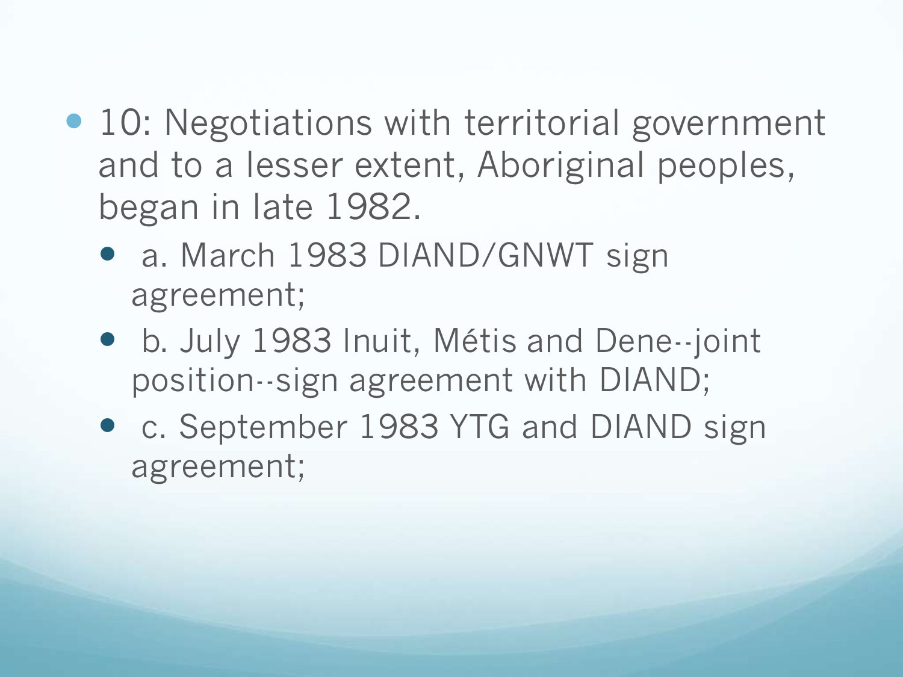- 10: Negotiations with territorial government and to a lesser extent, Aboriginal peoples, began in late 1982.
  - a. March 1983 DIAND/GNWT sign agreement;
  - b. July 1983 Inuit, Métis and Dene--joint position--sign agreement with DIAND;
  - c. September 1983 YTG and DIAND sign agreement;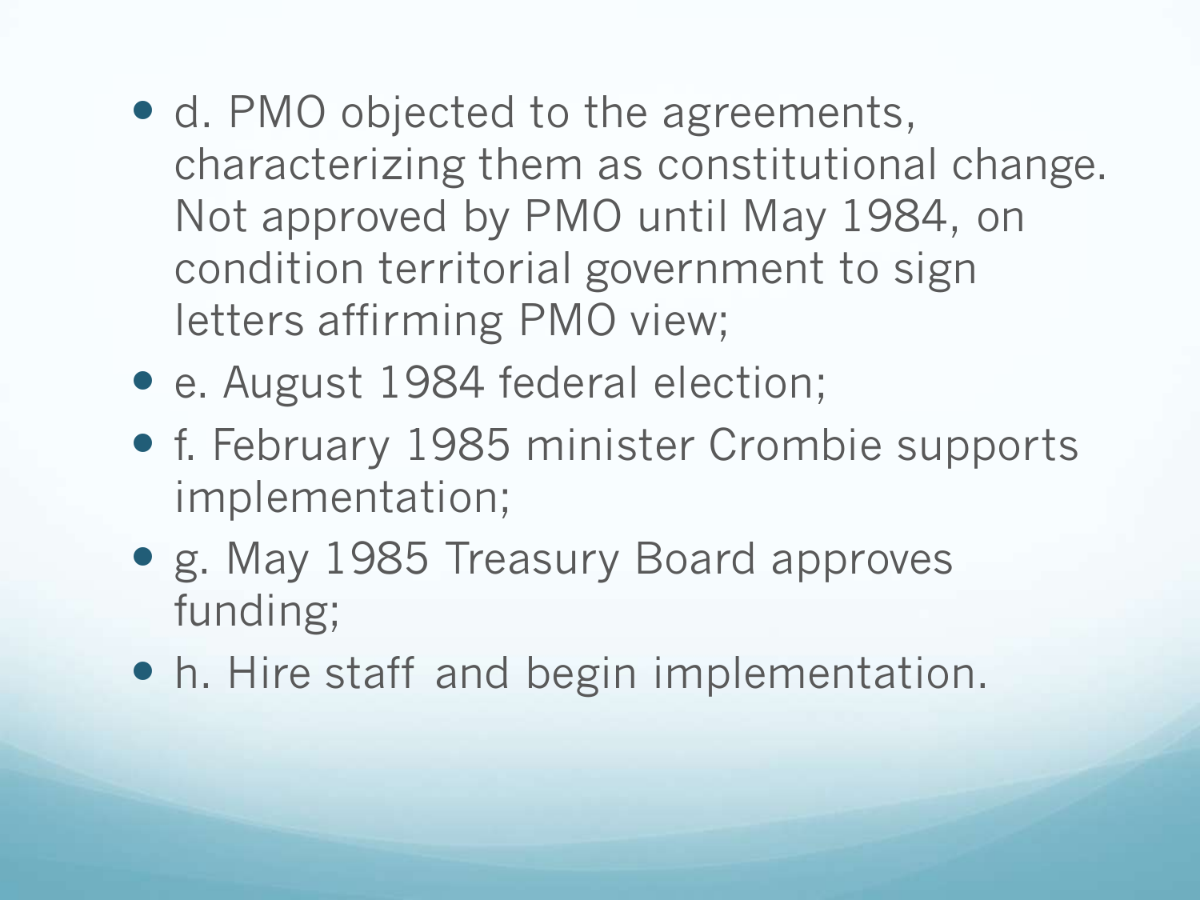- d. PMO objected to the agreements, characterizing them as constitutional change. Not approved by PMO until May 1984, on condition territorial government to sign letters affirming PMO view;
- e. August 1984 federal election;
- f. February 1985 minister Crombie supports implementation;
- g. May 1985 Treasury Board approves funding;
- h. Hire staff and begin implementation.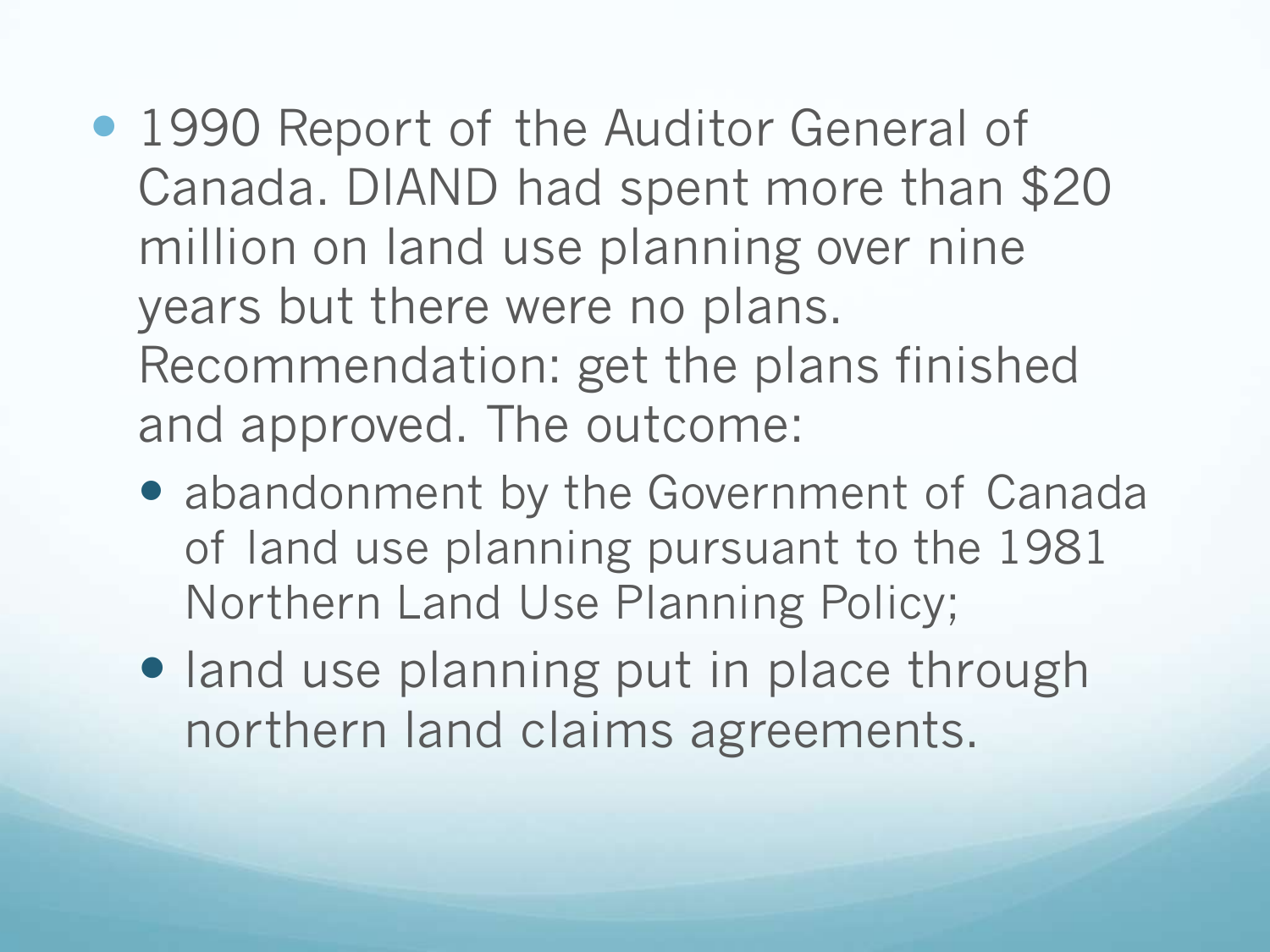- 1990 Report of the Auditor General of Canada. DIAND had spent more than $20 million on land use planning over nine years but there were no plans. Recommendation: get the plans finished and approved. The outcome:
  - abandonment by the Government of Canada of land use planning pursuant to the 1981 Northern Land Use Planning Policy;
  - land use planning put in place through northern land claims agreements.